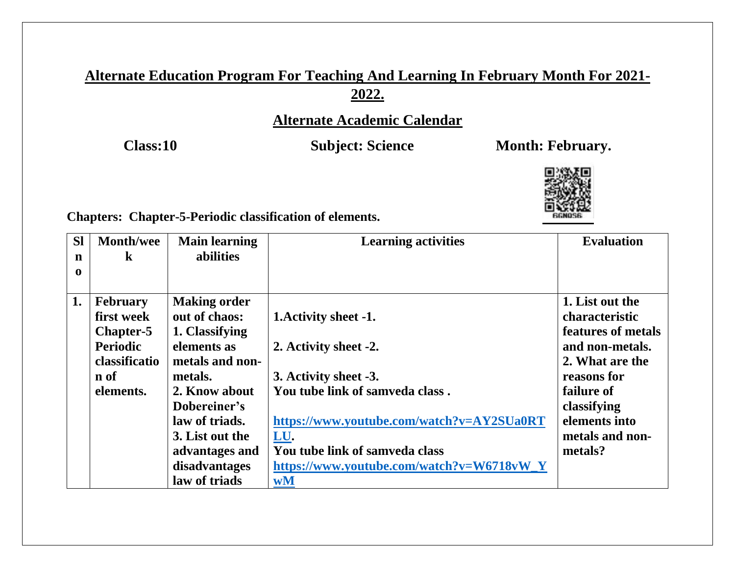# Alternate Education Program For Teaching And Learning In February Month For 2021-2022.

## Alternate Academic Calendar

**Class:10** **Subject: Science** **Month: February.**

6GN0S6

**Chapters: Chapter-5-Periodic classification of elements.**

| Sl no | Month/week | Main learning abilities | Learning activities | Evaluation |
|---|---|---|---|---|
| 1. | February first week Chapter-5 Periodic classification of elements. | Making order out of chaos: 1. Classifying elements as metals and non-metals. 2. Know about Dobereiner's law of triads. 3. List out the advantages and disadvantages law of triads | 1.Activity sheet -1. 2. Activity sheet -2. 3. Activity sheet -3. You tube link of samveda class . https://www.youtube.com/watch?v=AY2SUa0RTLU. You tube link of samveda class https://www.youtube.com/watch?v=W6718vW_YwM | 1. List out the characteristic features of metals and non-metals. 2. What are the reasons for failure of classifying elements into metals and non-metals? |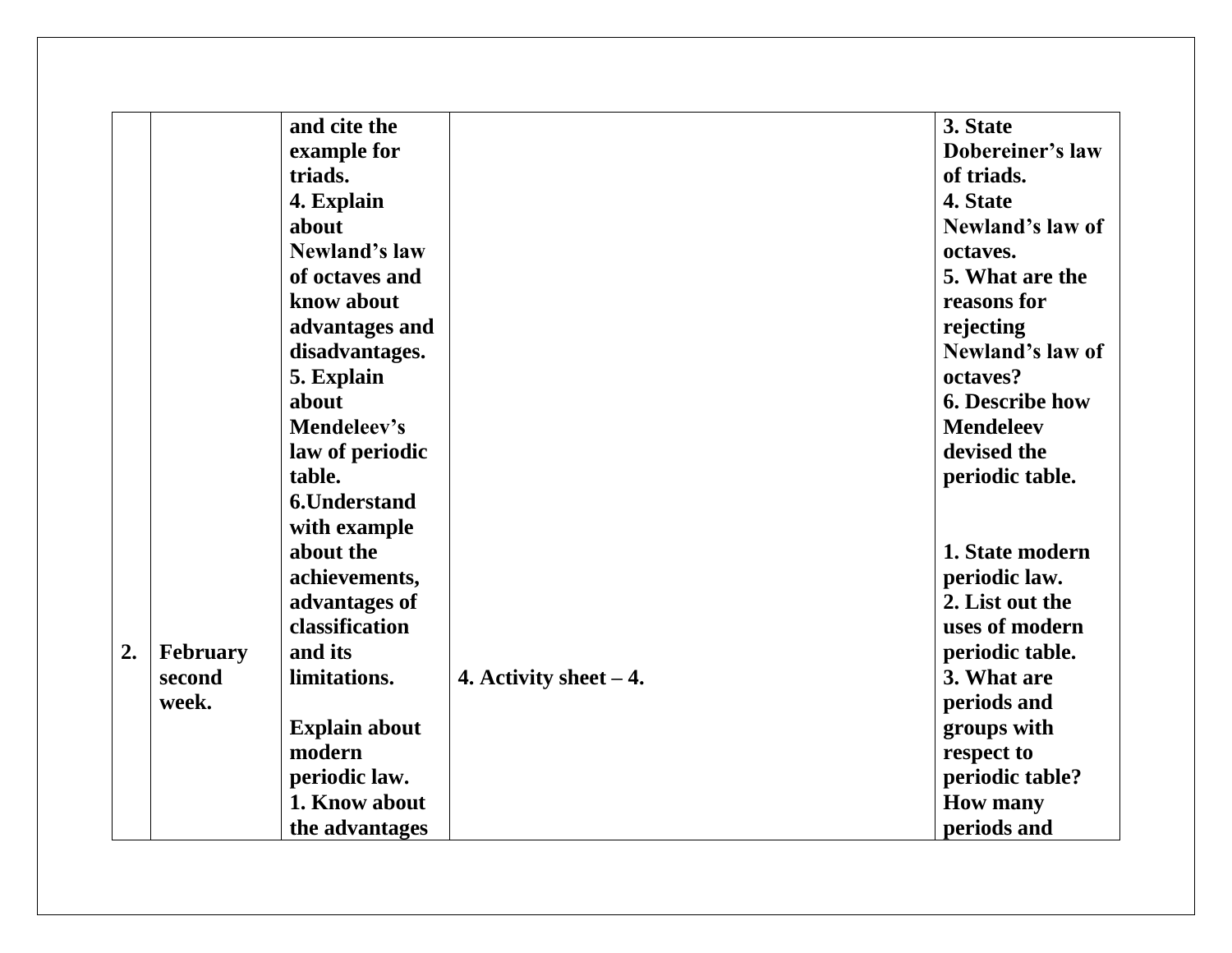| | | | | |
|---|---|---|---|---|
| 2. | February second week. | and cite the example for triads.<br>4. Explain about Newland's law of octaves and know about advantages and disadvantages.<br>5. Explain about Mendeleev's law of periodic table.<br>6.Understand with example about the achievements, advantages of classification and its limitations.<br><br>Explain about modern periodic law.<br>1. Know about the advantages | 4. Activity sheet – 4. | 3. State Dobereiner's law of triads.<br>4. State Newland's law of octaves.<br>5. What are the reasons for rejecting Newland's law of octaves?<br>6. Describe how Mendeleev devised the periodic table.<br><br>1. State modern periodic law.<br>2. List out the uses of modern periodic table.<br>3. What are periods and groups with respect to periodic table? How many periods and |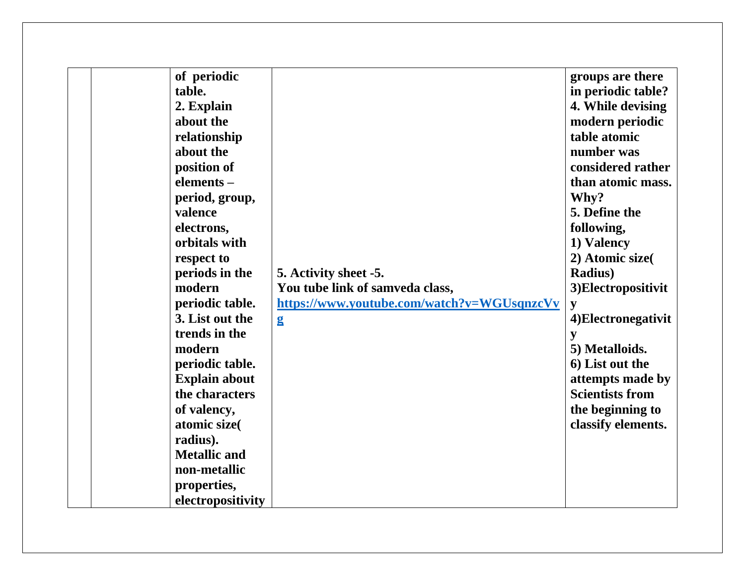| | | | | |
|---|---|---|---|---|
| | | **of periodic table.**<br>**2. Explain about the relationship about the position of elements – period, group, valence electrons, orbitals with respect to periods in the modern periodic table.**<br>**3. List out the trends in the modern periodic table. Explain about the characters of valency, atomic size( radius). Metallic and non-metallic properties, electropositivity** | **5. Activity sheet -5.**<br>**You tube link of samveda class,**<br>**https://www.youtube.com/watch?v=WGUsqnzcVvg** | **groups are there in periodic table?**<br>**4. While devising modern periodic table atomic number was considered rather than atomic mass. Why?**<br>**5. Define the following,**<br>**1) Valency**<br>**2) Atomic size( Radius)**<br>**3)Electropositivity**<br>**4)Electronegativity**<br>**5) Metalloids.**<br>**6) List out the attempts made by Scientists from the beginning to classify elements.** |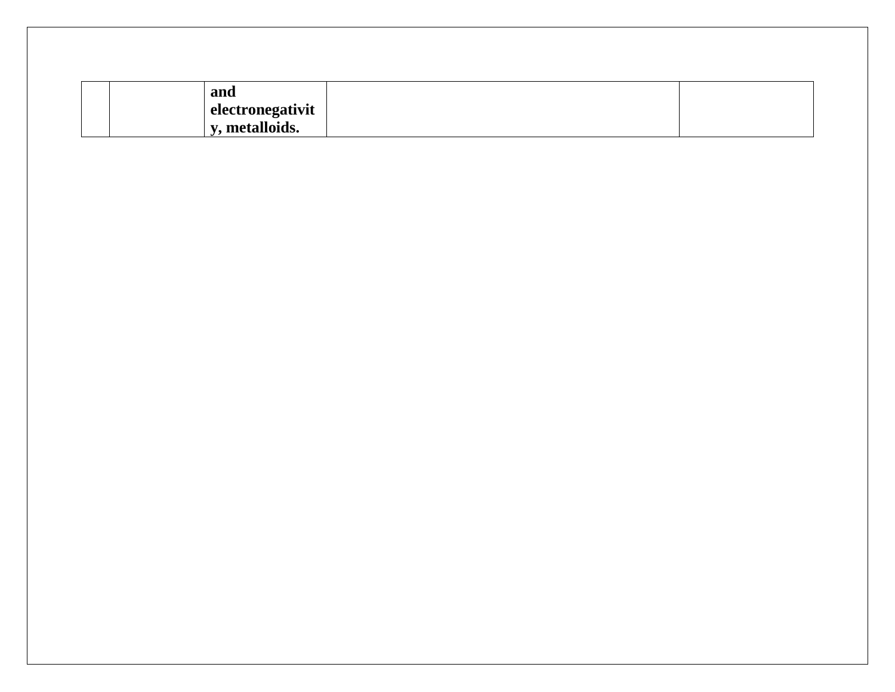| | | | | |
|---|---|---|---|---|
| | | **and electronegativity, metalloids.** | | |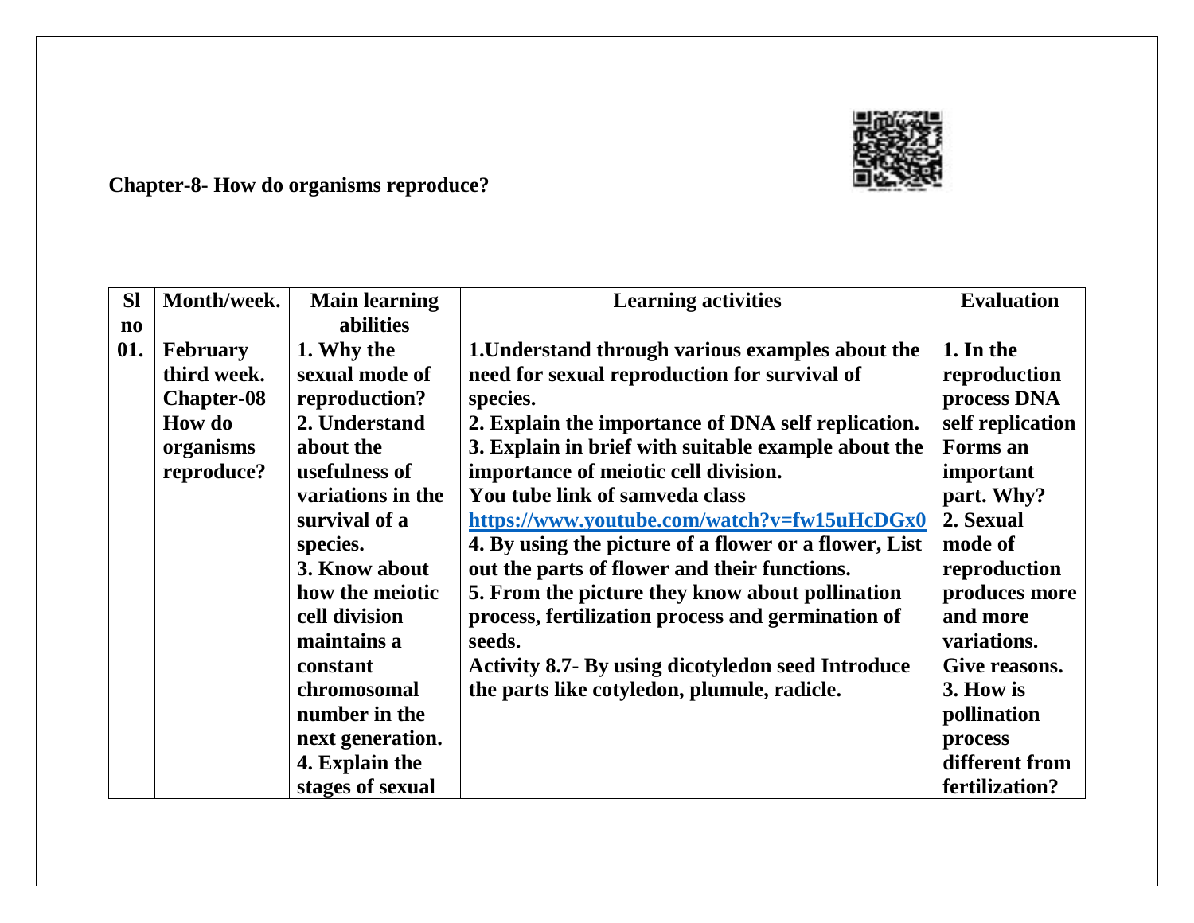**Chapter-8- How do organisms reproduce?**

| Sl no | Month/week. | Main learning abilities | Learning activities | Evaluation |
|---|---|---|---|---|
| 01. | February third week. Chapter-08 How do organisms reproduce? | 1. Why the sexual mode of reproduction? 2. Understand about the usefulness of variations in the survival of a species. 3. Know about how the meiotic cell division maintains a constant chromosomal number in the next generation. 4. Explain the stages of sexual | 1.Understand through various examples about the need for sexual reproduction for survival of species. 2. Explain the importance of DNA self replication. 3. Explain in brief with suitable example about the importance of meiotic cell division. You tube link of samveda class https://www.youtube.com/watch?v=fw15uHcDGx0 4. By using the picture of a flower or a flower, List out the parts of flower and their functions. 5. From the picture they know about pollination process, fertilization process and germination of seeds. Activity 8.7- By using dicotyledon seed Introduce the parts like cotyledon, plumule, radicle. | 1. In the reproduction process DNA self replication Forms an important part. Why? 2. Sexual mode of reproduction produces more and more variations. Give reasons. 3. How is pollination process different from fertilization? |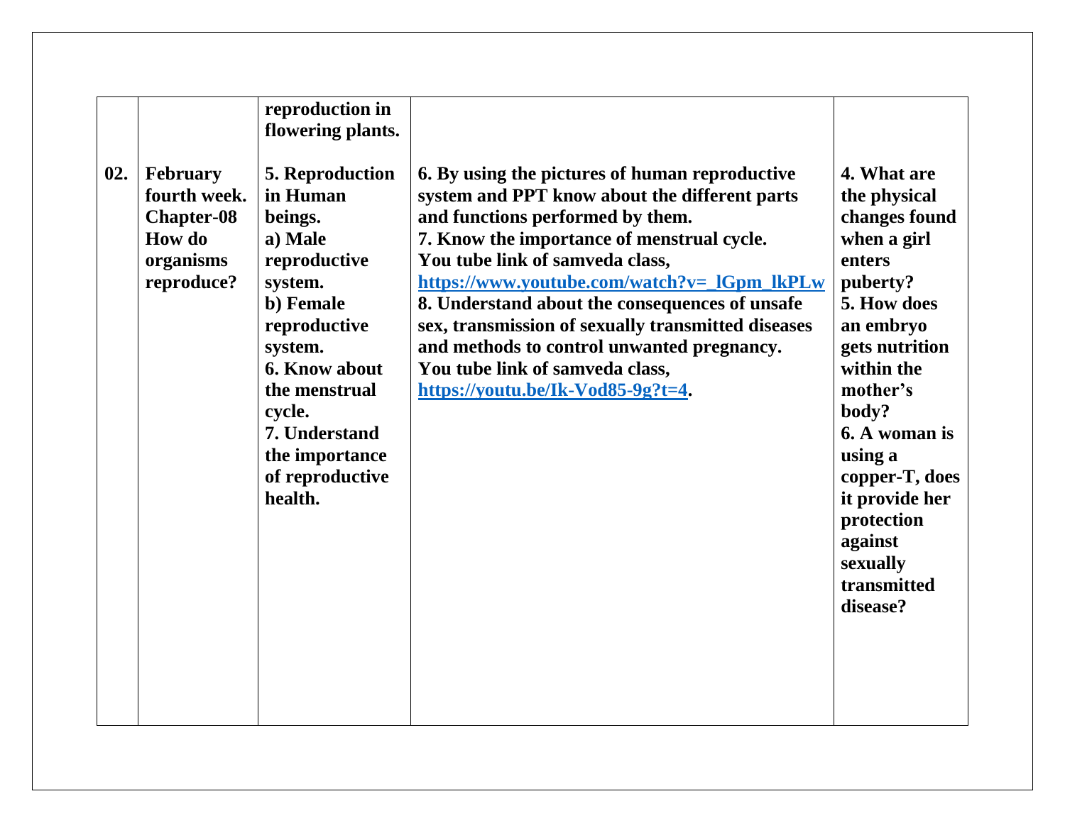| | | | | |
|---|---|---|---|---|
| | | **reproduction in flowering plants.** | | |
| **02.** | **February fourth week. Chapter-08 How do organisms reproduce?** | **5. Reproduction in Human beings.**<br>**a) Male reproductive system.**<br>**b) Female reproductive system.**<br>**6. Know about the menstrual cycle.**<br>**7. Understand the importance of reproductive health.** | **6. By using the pictures of human reproductive system and PPT know about the different parts and functions performed by them.**<br>**7. Know the importance of menstrual cycle.**<br>**You tube link of samveda class,**<br>**https://www.youtube.com/watch?v=_lGpm_lkPLw**<br>**8. Understand about the consequences of unsafe sex, transmission of sexually transmitted diseases and methods to control unwanted pregnancy.**<br>**You tube link of samveda class,**<br>**https://youtu.be/Ik-Vod85-9g?t=4.** | **4. What are the physical changes found when a girl enters puberty?**<br>**5. How does an embryo gets nutrition within the mother's body?**<br>**6. A woman is using a copper-T, does it provide her protection against sexually transmitted disease?** |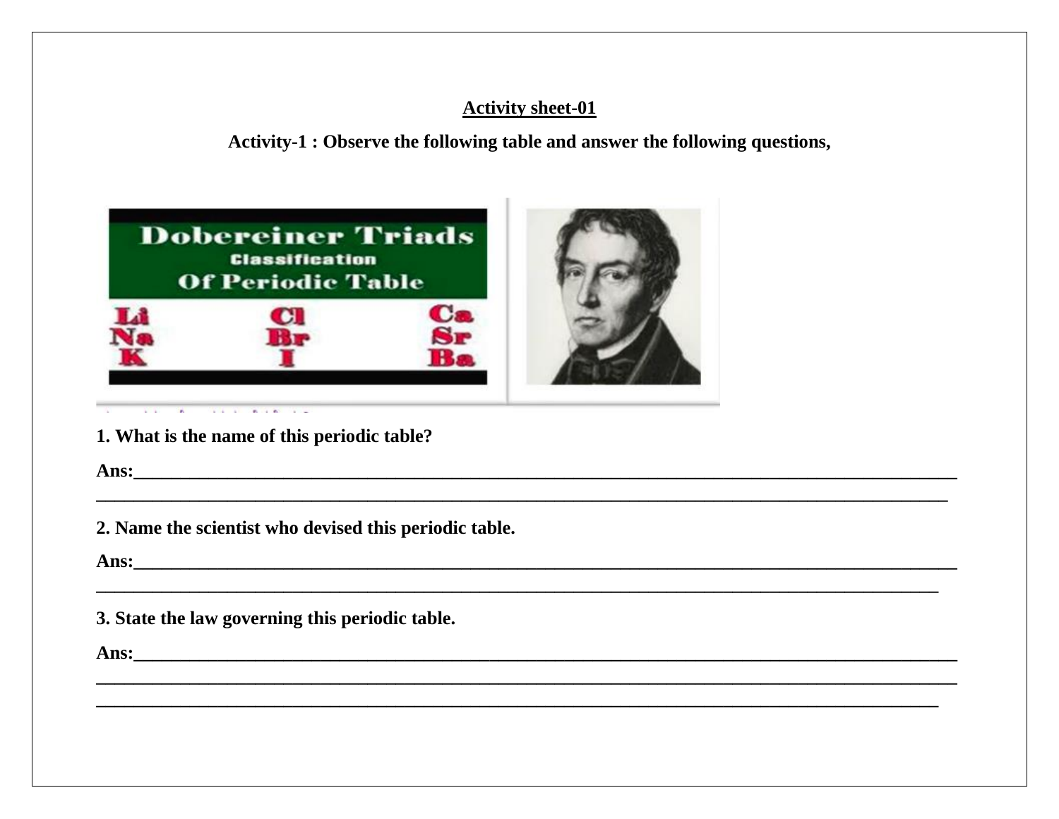**Activity sheet-01**

**Activity-1 : Observe the following table and answer the following questions,**

**1. What is the name of this periodic table?**

**Ans:**______________________________________________________________________________

______________________________________________________________________________

**2. Name the scientist who devised this periodic table.**

**Ans:**______________________________________________________________________________

______________________________________________________________________________

**3. State the law governing this periodic table.**

**Ans:**______________________________________________________________________________

______________________________________________________________________________

______________________________________________________________________________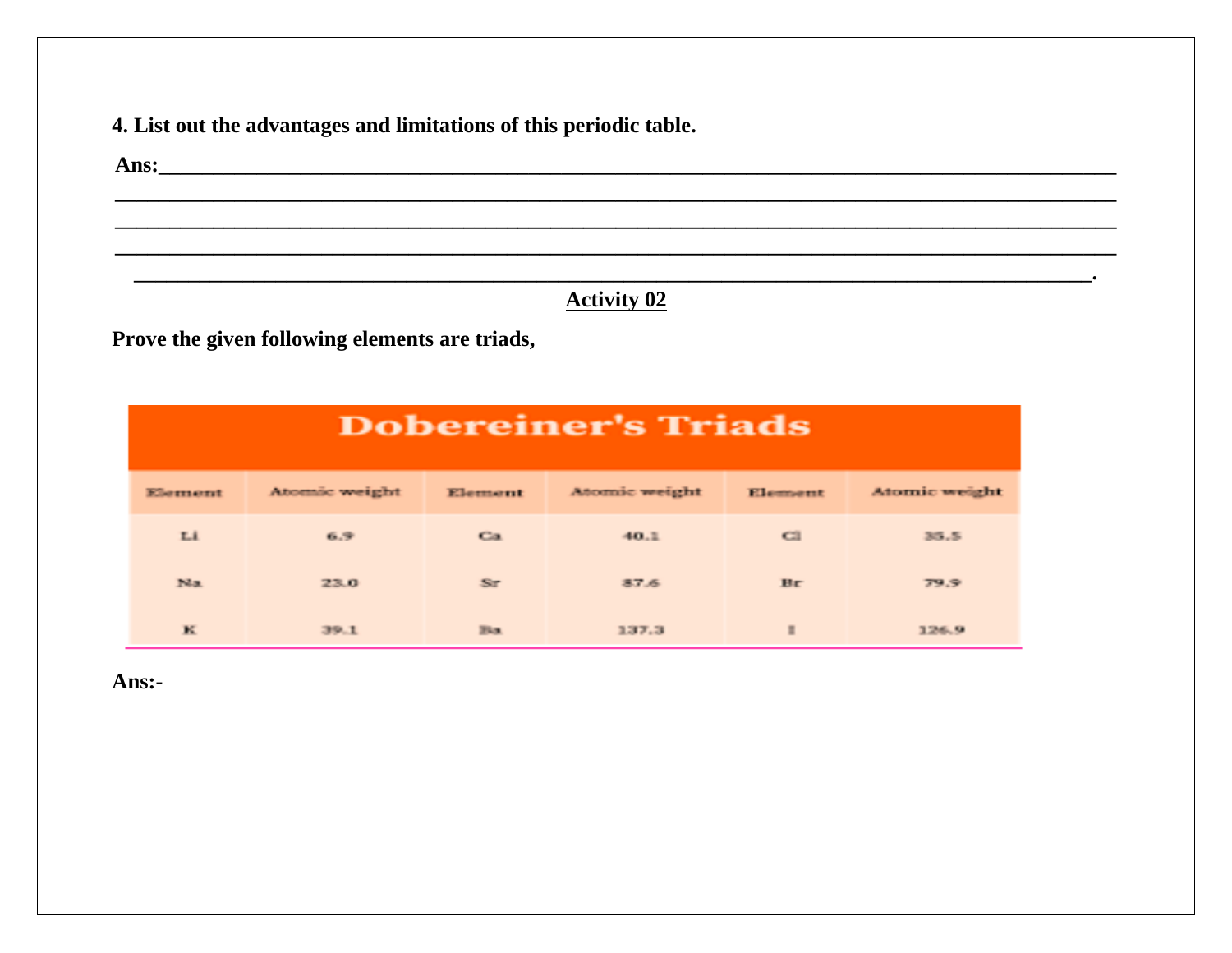**4. List out the advantages and limitations of this periodic table.**

**Ans:**______________________________________________________________________________
______________________________________________________________________________________
______________________________________________________________________________________
______________________________________________________________________________________
_____________________________________________________________________________________.

## Activity 02

**Prove the given following elements are triads,**

| Dobereiner's Triads | | | | | |
|---|---|---|---|---|---|
| Element | Atomic weight | Element | Atomic weight | Element | Atomic weight |
| Li | 6.9 | Ca | 40.1 | Cl | 35.5 |
| Na | 23.0 | Sr | 87.6 | Br | 79.9 |
| K | 39.1 | Ba | 137.3 | I | 126.9 |

**Ans:-**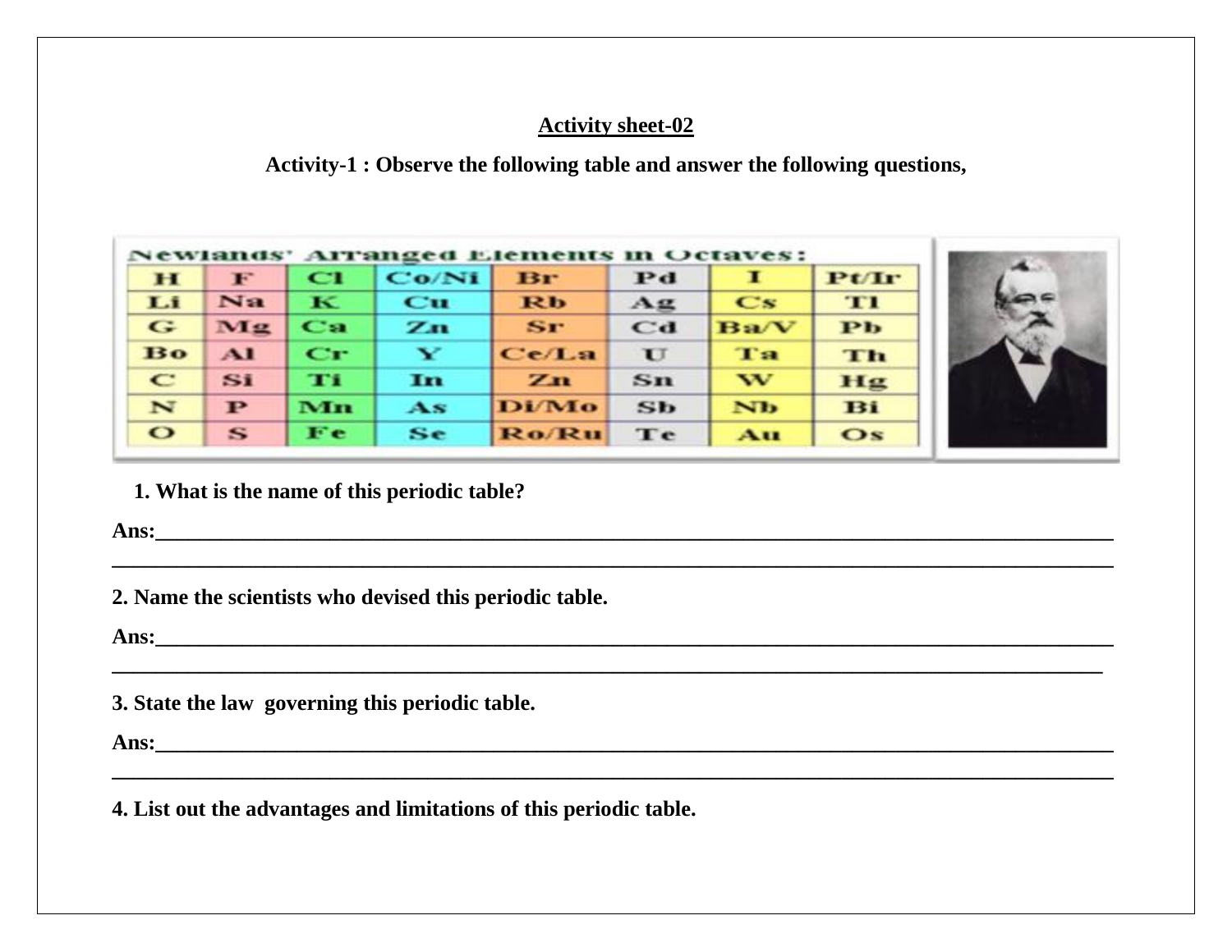**Activity sheet-02**

**Activity-1 : Observe the following table and answer the following questions,**

Newlands' Arranged Elements in Octaves:

| H | F | Cl | Co/Ni | Br | Pd | I | Pt/Ir |
|---|---|---|---|---|---|---|---|
| Li | Na | K | Cu | Rb | Ag | Cs | Tl |
| G | Mg | Ca | Zn | Sr | Cd | Ba/V | Pb |
| Bo | Al | Cr | Y | Ce/La | U | Ta | Th |
| C | Si | Ti | In | Zn | Sn | W | Hg |
| N | P | Mn | As | Di/Mo | Sb | Nb | Bi |
| O | S | Fe | Se | Ro/Ru | Te | Au | Os |

1. **What is the name of this periodic table?**

**Ans:**______________________________________________________________________________

______________________________________________________________________________

2. **Name the scientists who devised this periodic table.**

**Ans:**______________________________________________________________________________

______________________________________________________________________________

3. **State the law governing this periodic table.**

**Ans:**______________________________________________________________________________

______________________________________________________________________________

4. **List out the advantages and limitations of this periodic table.**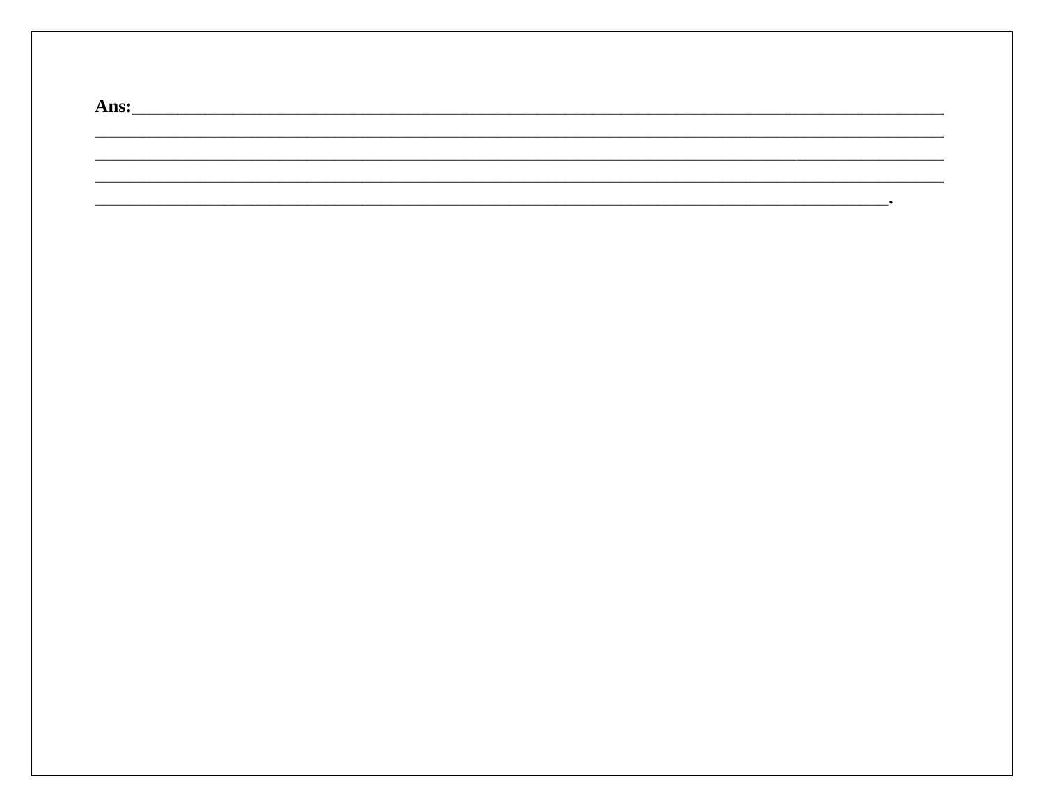**Ans:**\_\_\_\_\_\_\_\_\_\_\_\_\_\_\_\_\_\_\_\_\_\_\_\_\_\_\_\_\_\_\_\_\_\_\_\_\_\_\_\_\_\_\_\_\_\_\_\_\_\_\_\_\_\_\_\_\_\_\_\_\_\_\_\_\_\_\_\_\_\_

\_\_\_\_\_\_\_\_\_\_\_\_\_\_\_\_\_\_\_\_\_\_\_\_\_\_\_\_\_\_\_\_\_\_\_\_\_\_\_\_\_\_\_\_\_\_\_\_\_\_\_\_\_\_\_\_\_\_\_\_\_\_\_\_\_\_\_\_\_\_\_\_\_\_\_\_

\_\_\_\_\_\_\_\_\_\_\_\_\_\_\_\_\_\_\_\_\_\_\_\_\_\_\_\_\_\_\_\_\_\_\_\_\_\_\_\_\_\_\_\_\_\_\_\_\_\_\_\_\_\_\_\_\_\_\_\_\_\_\_\_\_\_\_\_\_\_\_\_\_\_\_\_

\_\_\_\_\_\_\_\_\_\_\_\_\_\_\_\_\_\_\_\_\_\_\_\_\_\_\_\_\_\_\_\_\_\_\_\_\_\_\_\_\_\_\_\_\_\_\_\_\_\_\_\_\_\_\_\_\_\_\_\_\_\_\_\_\_\_\_\_\_\_\_\_\_\_\_\_

\_\_\_\_\_\_\_\_\_\_\_\_\_\_\_\_\_\_\_\_\_\_\_\_\_\_\_\_\_\_\_\_\_\_\_\_\_\_\_\_\_\_\_\_\_\_\_\_\_\_\_\_\_\_\_\_\_\_\_\_\_\_\_\_\_\_\_\_\_\_\_.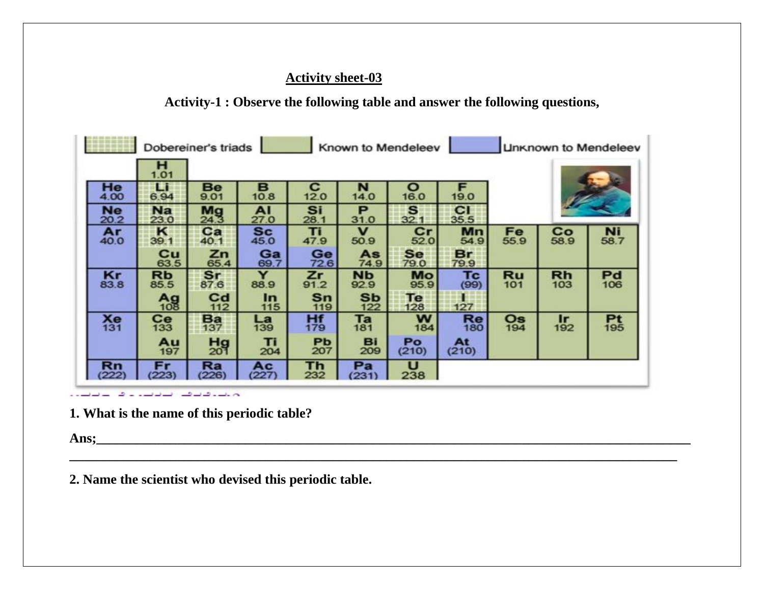## Activity sheet-03

**Activity-1 : Observe the following table and answer the following questions,**

Dobereiner's triads | Known to Mendeleev | Unknown to Mendeleev

|  | H 1.01 |  |  |  |  |  |  |  |  |  |
|---|---|---|---|---|---|---|---|---|---|---|
| He 4.00 | Li 6.94 | Be 9.01 | B 10.8 | C 12.0 | N 14.0 | O 16.0 | F 19.0 |  |  |  |
| Ne 20.2 | Na 23.0 | Mg 24.3 | Al 27.0 | Si 28.1 | P 31.0 | S 32.1 | Cl 35.5 |  |  |  |
| Ar 40.0 | K 39.1 | Ca 40.1 | Sc 45.0 | Ti 47.9 | V 50.9 | Cr 52.0 | Mn 54.9 | Fe 55.9 | Co 58.9 | Ni 58.7 |
|  | Cu 63.5 | Zn 65.4 | Ga 69.7 | Ge 72.6 | As 74.9 | Se 79.0 | Br 79.9 |  |  |  |
| Kr 83.8 | Rb 85.5 | Sr 87.6 | Y 88.9 | Zr 91.2 | Nb 92.9 | Mo 95.9 | Tc (99) | Ru 101 | Rh 103 | Pd 106 |
|  | Ag 108 | Cd 112 | In 115 | Sn 119 | Sb 122 | Te 128 | I 127 |  |  |  |
| Xe 131 | Ce 133 | Ba 137 | La 139 | Hf 179 | Ta 181 | W 184 | Re 180 | Os 194 | Ir 192 | Pt 195 |
|  | Au 197 | Hg 201 | Ti 204 | Pb 207 | Bi 209 | Po (210) | At (210) |  |  |  |
| Rn (222) | Fr (223) | Ra (226) | Ac (227) | Th 232 | Pa (231) | U 238 |  |  |  |  |

**1. What is the name of this periodic table?**

**Ans;**_______________________________________________________________________________________

_______________________________________________________________________________________

**2. Name the scientist who devised this periodic table.**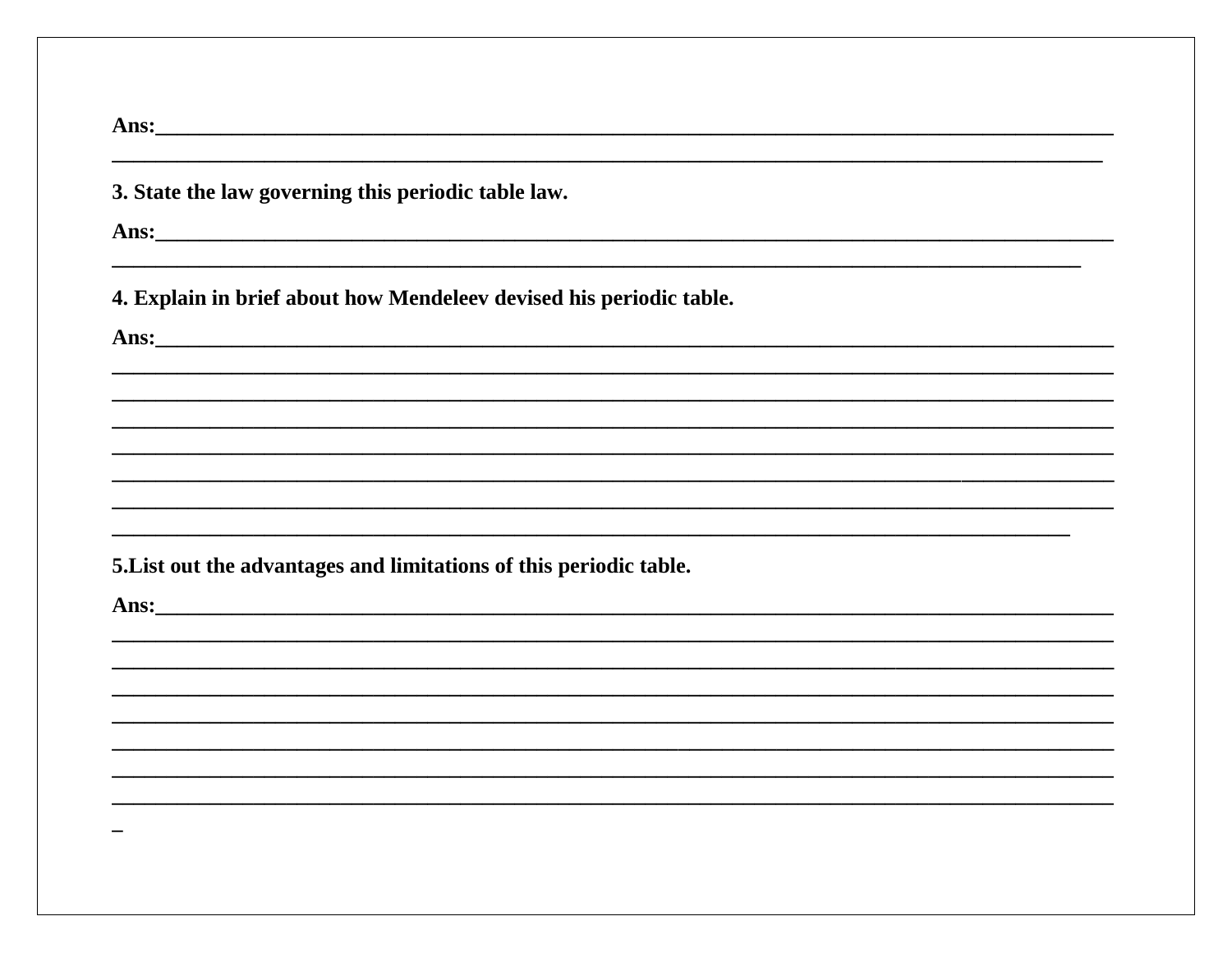**Ans:**______________________________________________________________________________________
______________________________________________________________________________________

**3. State the law governing this periodic table law.**

**Ans:**______________________________________________________________________________________
______________________________________________________________________________________

**4. Explain in brief about how Mendeleev devised his periodic table.**

**Ans:**______________________________________________________________________________________
______________________________________________________________________________________
______________________________________________________________________________________
______________________________________________________________________________________
______________________________________________________________________________________
______________________________________________________________________________________
______________________________________________________________________________________
______________________________________________________________________________________

**5.List out the advantages and limitations of this periodic table.**

**Ans:**______________________________________________________________________________________
______________________________________________________________________________________
______________________________________________________________________________________
______________________________________________________________________________________
______________________________________________________________________________________
______________________________________________________________________________________
______________________________________________________________________________________
______________________________________________________________________________________
_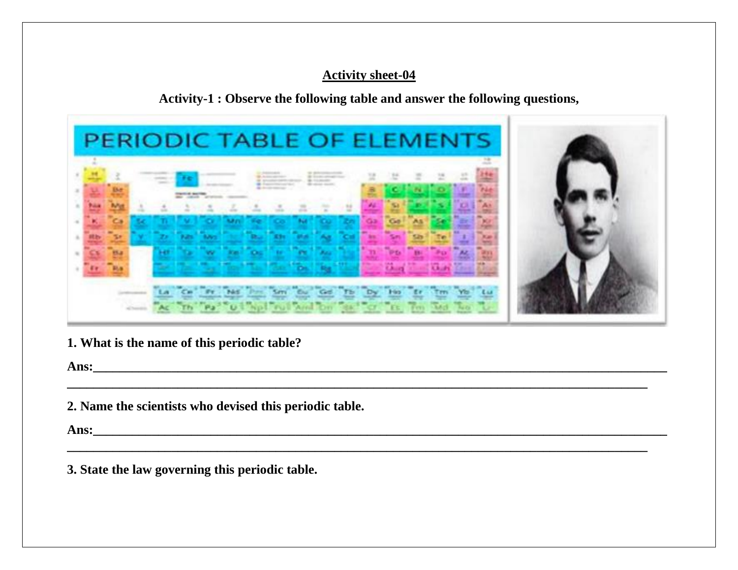**Activity sheet-04**

**Activity-1 : Observe the following table and answer the following questions,**

**1. What is the name of this periodic table?**

**Ans:**\_\_\_\_\_\_\_\_\_\_\_\_\_\_\_\_\_\_\_\_\_\_\_\_\_\_\_\_\_\_\_\_\_\_\_\_\_\_\_\_\_\_\_\_\_\_\_\_\_\_\_\_\_\_\_\_\_\_\_\_\_\_\_\_\_\_\_\_\_\_\_\_\_\_\_\_\_\_

\_\_\_\_\_\_\_\_\_\_\_\_\_\_\_\_\_\_\_\_\_\_\_\_\_\_\_\_\_\_\_\_\_\_\_\_\_\_\_\_\_\_\_\_\_\_\_\_\_\_\_\_\_\_\_\_\_\_\_\_\_\_\_\_\_\_\_\_\_\_\_\_\_\_\_\_\_\_

**2. Name the scientists who devised this periodic table.**

**Ans:**\_\_\_\_\_\_\_\_\_\_\_\_\_\_\_\_\_\_\_\_\_\_\_\_\_\_\_\_\_\_\_\_\_\_\_\_\_\_\_\_\_\_\_\_\_\_\_\_\_\_\_\_\_\_\_\_\_\_\_\_\_\_\_\_\_\_\_\_\_\_\_\_\_\_\_\_\_\_

\_\_\_\_\_\_\_\_\_\_\_\_\_\_\_\_\_\_\_\_\_\_\_\_\_\_\_\_\_\_\_\_\_\_\_\_\_\_\_\_\_\_\_\_\_\_\_\_\_\_\_\_\_\_\_\_\_\_\_\_\_\_\_\_\_\_\_\_\_\_\_\_\_\_\_\_\_\_

**3. State the law governing this periodic table.**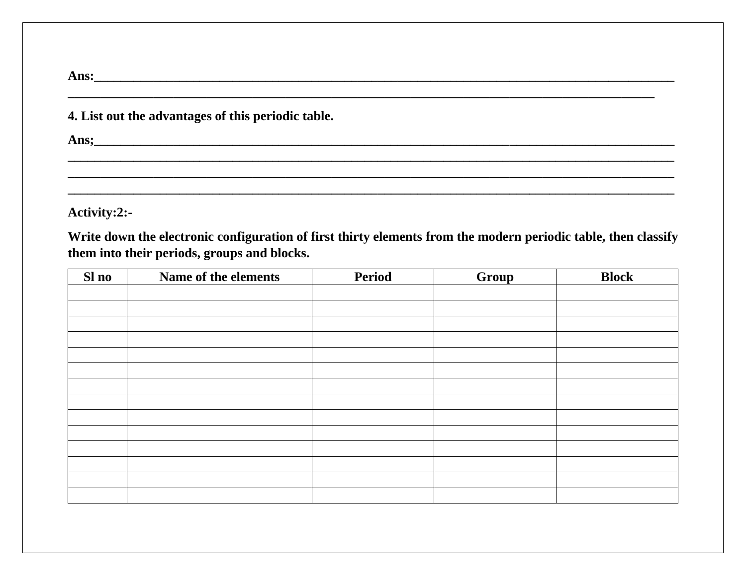**Ans:**___________________________________________________________________________________________

_________________________________________________________________________________________

**4. List out the advantages of this periodic table.**

**Ans;**___________________________________________________________________________________________

___________________________________________________________________________________________

___________________________________________________________________________________________

___________________________________________________________________________________________

**Activity:2:-**

**Write down the electronic configuration of first thirty elements from the modern periodic table, then classify them into their periods, groups and blocks.**

| Sl no | Name of the elements | Period | Group | Block |
|---|---|---|---|---|
| | | | | |
| | | | | |
| | | | | |
| | | | | |
| | | | | |
| | | | | |
| | | | | |
| | | | | |
| | | | | |
| | | | | |
| | | | | |
| | | | | |
| | | | | |
| | | | | |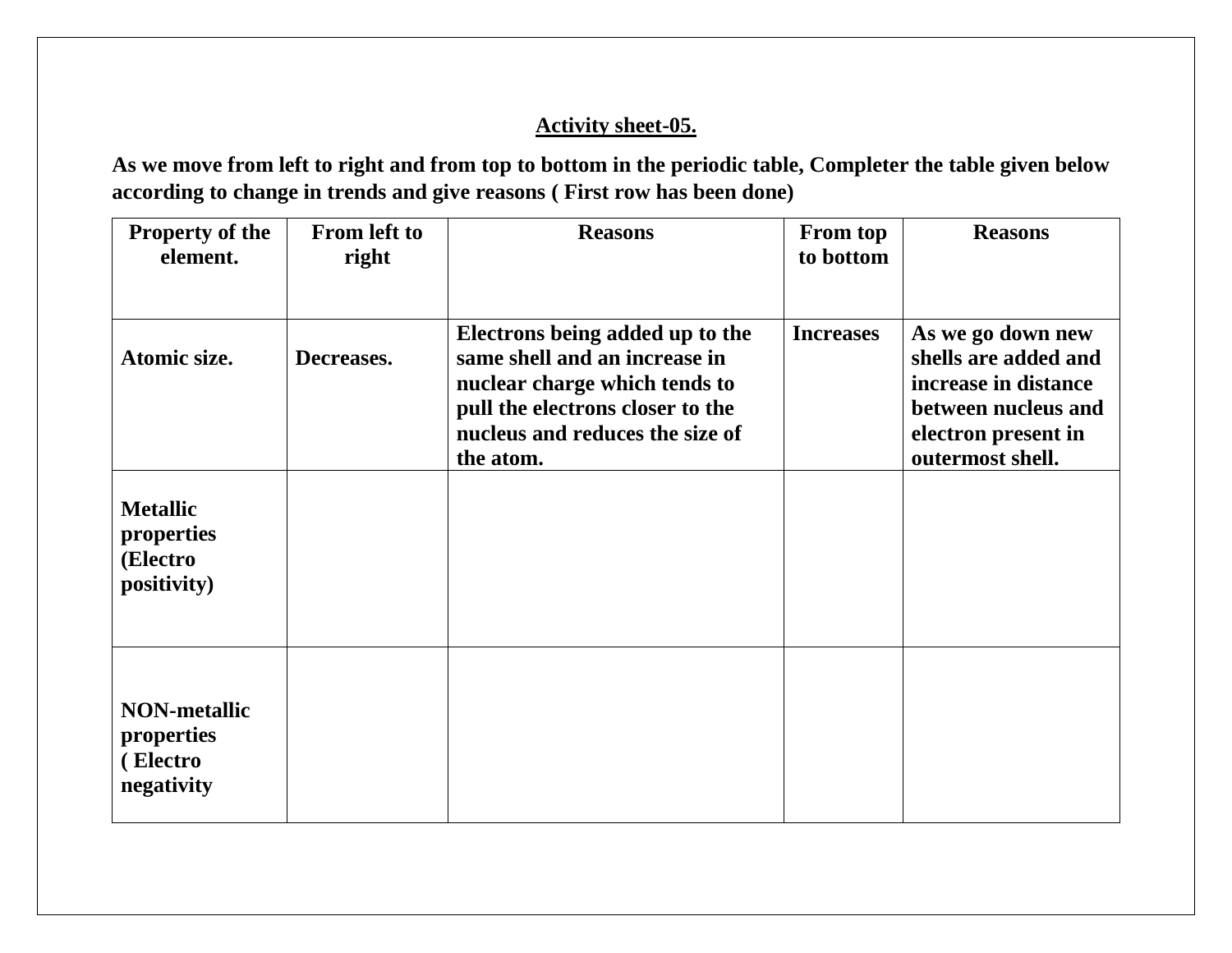**<u>Activity sheet-05.</u>**

**As we move from left to right and from top to bottom in the periodic table, Completer the table given below according to change in trends and give reasons ( First row has been done)**

| Property of the element. | From left to right | Reasons | From top to bottom | Reasons |
|---|---|---|---|---|
| Atomic size. | Decreases. | Electrons being added up to the same shell and an increase in nuclear charge which tends to pull the electrons closer to the nucleus and reduces the size of the atom. | Increases | As we go down new shells are added and increase in distance between nucleus and electron present in outermost shell. |
| Metallic properties (Electro positivity) | | | | |
| NON-metallic properties ( Electro negativity | | | | |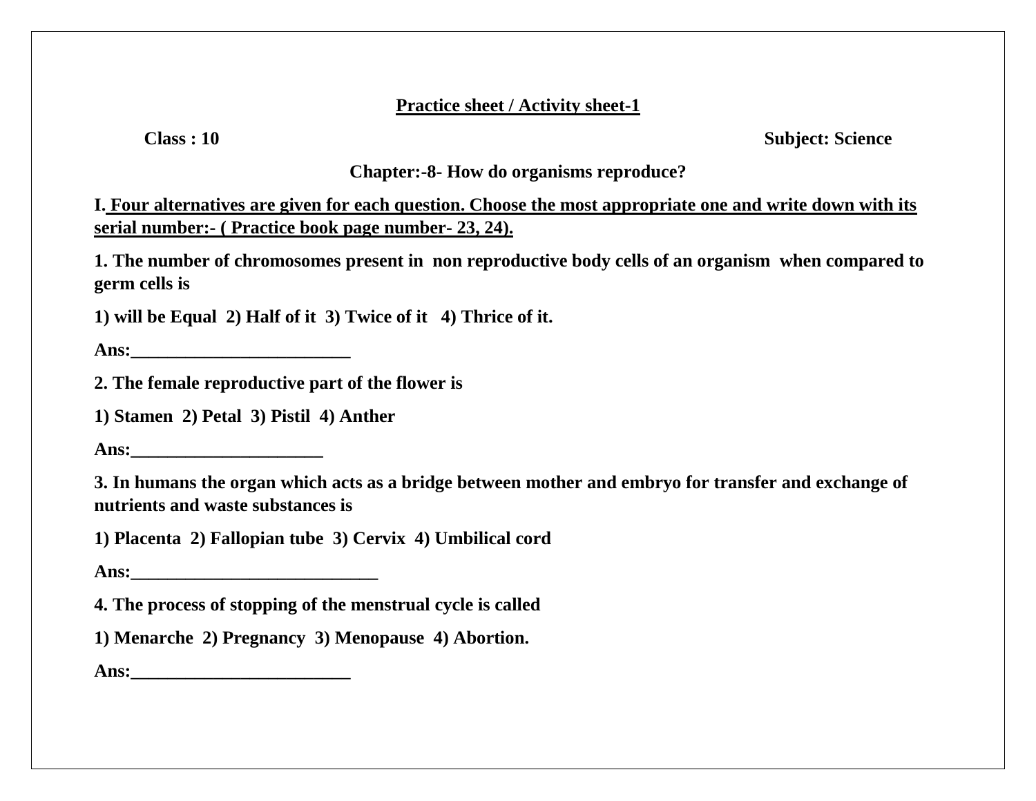**Practice sheet / Activity sheet-1**

**Class : 10** **Subject: Science**

**Chapter:-8- How do organisms reproduce?**

**I. Four alternatives are given for each question. Choose the most appropriate one and write down with its serial number:- ( Practice book page number- 23, 24).**

**1. The number of chromosomes present in non reproductive body cells of an organism when compared to germ cells is**

**1) will be Equal 2) Half of it 3) Twice of it 4) Thrice of it.**

**Ans:________________________**

**2. The female reproductive part of the flower is**

**1) Stamen 2) Petal 3) Pistil 4) Anther**

**Ans:_____________________**

**3. In humans the organ which acts as a bridge between mother and embryo for transfer and exchange of nutrients and waste substances is**

**1) Placenta 2) Fallopian tube 3) Cervix 4) Umbilical cord**

**Ans:___________________________**

**4. The process of stopping of the menstrual cycle is called**

**1) Menarche 2) Pregnancy 3) Menopause 4) Abortion.**

**Ans:________________________**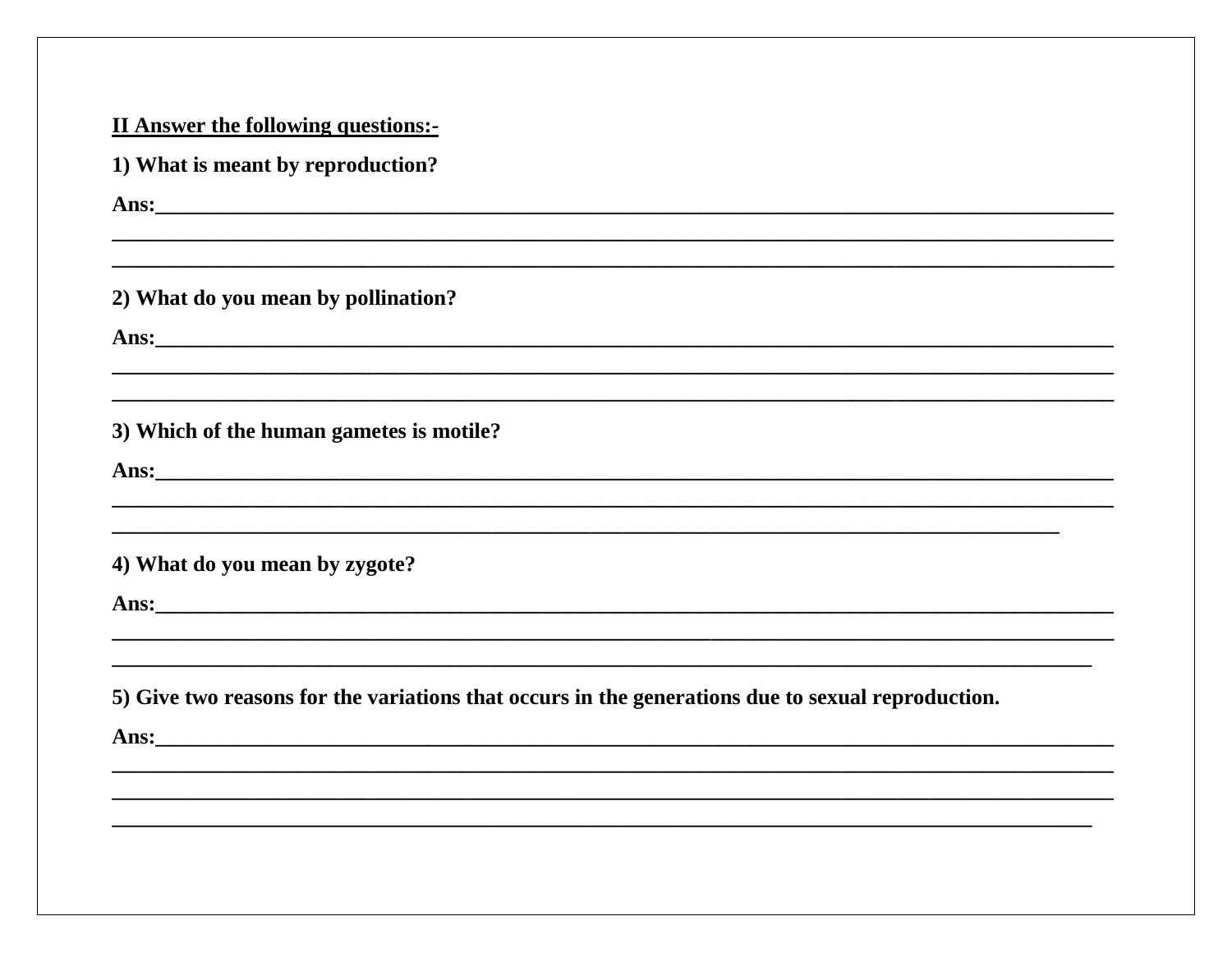**II Answer the following questions:-**

**1) What is meant by reproduction?**

**Ans:**______________________________________________________________________________
________________________________________________________________________________
________________________________________________________________________________

**2) What do you mean by pollination?**

**Ans:**______________________________________________________________________________
________________________________________________________________________________
________________________________________________________________________________

**3) Which of the human gametes is motile?**

**Ans:**______________________________________________________________________________
________________________________________________________________________________
____________________________________________________________________________

**4) What do you mean by zygote?**

**Ans:**______________________________________________________________________________
________________________________________________________________________________
______________________________________________________________________________

**5) Give two reasons for the variations that occurs in the generations due to sexual reproduction.**

**Ans:**______________________________________________________________________________
________________________________________________________________________________
________________________________________________________________________________
______________________________________________________________________________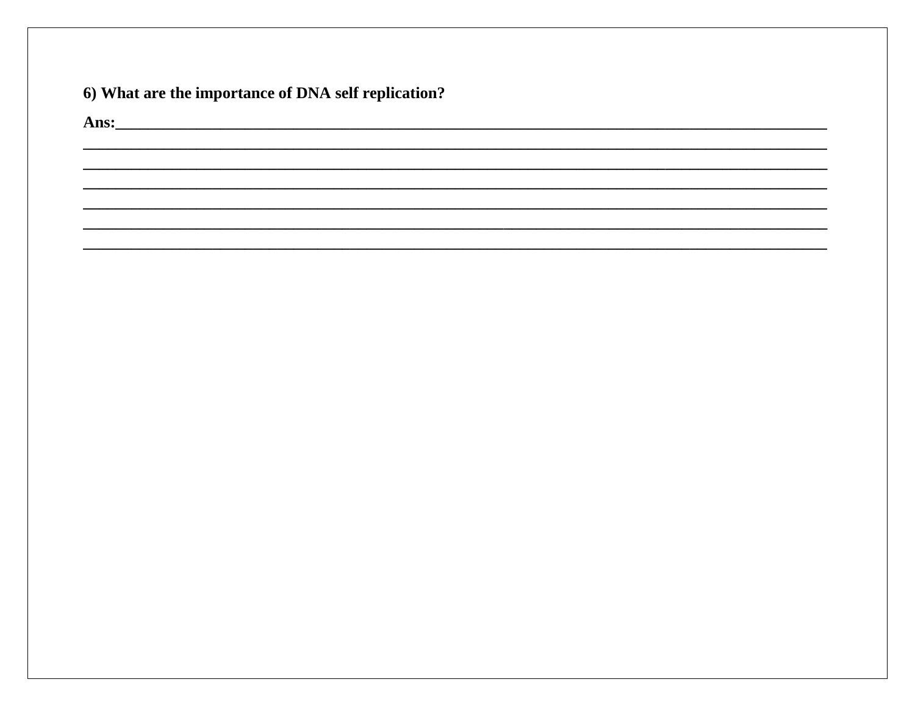**6) What are the importance of DNA self replication?**

**Ans:**\_\_\_\_\_\_\_\_\_\_\_\_\_\_\_\_\_\_\_\_\_\_\_\_\_\_\_\_\_\_\_\_\_\_\_\_\_\_\_\_\_\_\_\_\_\_\_\_\_\_\_\_\_\_\_\_\_\_\_\_\_\_\_\_\_\_\_\_\_\_\_\_\_\_\_\_\_\_\_\_\_\_\_\_\_\_\_\_

\_\_\_\_\_\_\_\_\_\_\_\_\_\_\_\_\_\_\_\_\_\_\_\_\_\_\_\_\_\_\_\_\_\_\_\_\_\_\_\_\_\_\_\_\_\_\_\_\_\_\_\_\_\_\_\_\_\_\_\_\_\_\_\_\_\_\_\_\_\_\_\_\_\_\_\_\_\_\_\_\_\_\_\_\_\_\_\_\_\_\_\_

\_\_\_\_\_\_\_\_\_\_\_\_\_\_\_\_\_\_\_\_\_\_\_\_\_\_\_\_\_\_\_\_\_\_\_\_\_\_\_\_\_\_\_\_\_\_\_\_\_\_\_\_\_\_\_\_\_\_\_\_\_\_\_\_\_\_\_\_\_\_\_\_\_\_\_\_\_\_\_\_\_\_\_\_\_\_\_\_\_\_\_\_

\_\_\_\_\_\_\_\_\_\_\_\_\_\_\_\_\_\_\_\_\_\_\_\_\_\_\_\_\_\_\_\_\_\_\_\_\_\_\_\_\_\_\_\_\_\_\_\_\_\_\_\_\_\_\_\_\_\_\_\_\_\_\_\_\_\_\_\_\_\_\_\_\_\_\_\_\_\_\_\_\_\_\_\_\_\_\_\_\_\_\_\_

\_\_\_\_\_\_\_\_\_\_\_\_\_\_\_\_\_\_\_\_\_\_\_\_\_\_\_\_\_\_\_\_\_\_\_\_\_\_\_\_\_\_\_\_\_\_\_\_\_\_\_\_\_\_\_\_\_\_\_\_\_\_\_\_\_\_\_\_\_\_\_\_\_\_\_\_\_\_\_\_\_\_\_\_\_\_\_\_\_\_\_\_

\_\_\_\_\_\_\_\_\_\_\_\_\_\_\_\_\_\_\_\_\_\_\_\_\_\_\_\_\_\_\_\_\_\_\_\_\_\_\_\_\_\_\_\_\_\_\_\_\_\_\_\_\_\_\_\_\_\_\_\_\_\_\_\_\_\_\_\_\_\_\_\_\_\_\_\_\_\_\_\_\_\_\_\_\_\_\_\_\_\_\_\_

\_\_\_\_\_\_\_\_\_\_\_\_\_\_\_\_\_\_\_\_\_\_\_\_\_\_\_\_\_\_\_\_\_\_\_\_\_\_\_\_\_\_\_\_\_\_\_\_\_\_\_\_\_\_\_\_\_\_\_\_\_\_\_\_\_\_\_\_\_\_\_\_\_\_\_\_\_\_\_\_\_\_\_\_\_\_\_\_\_\_\_\_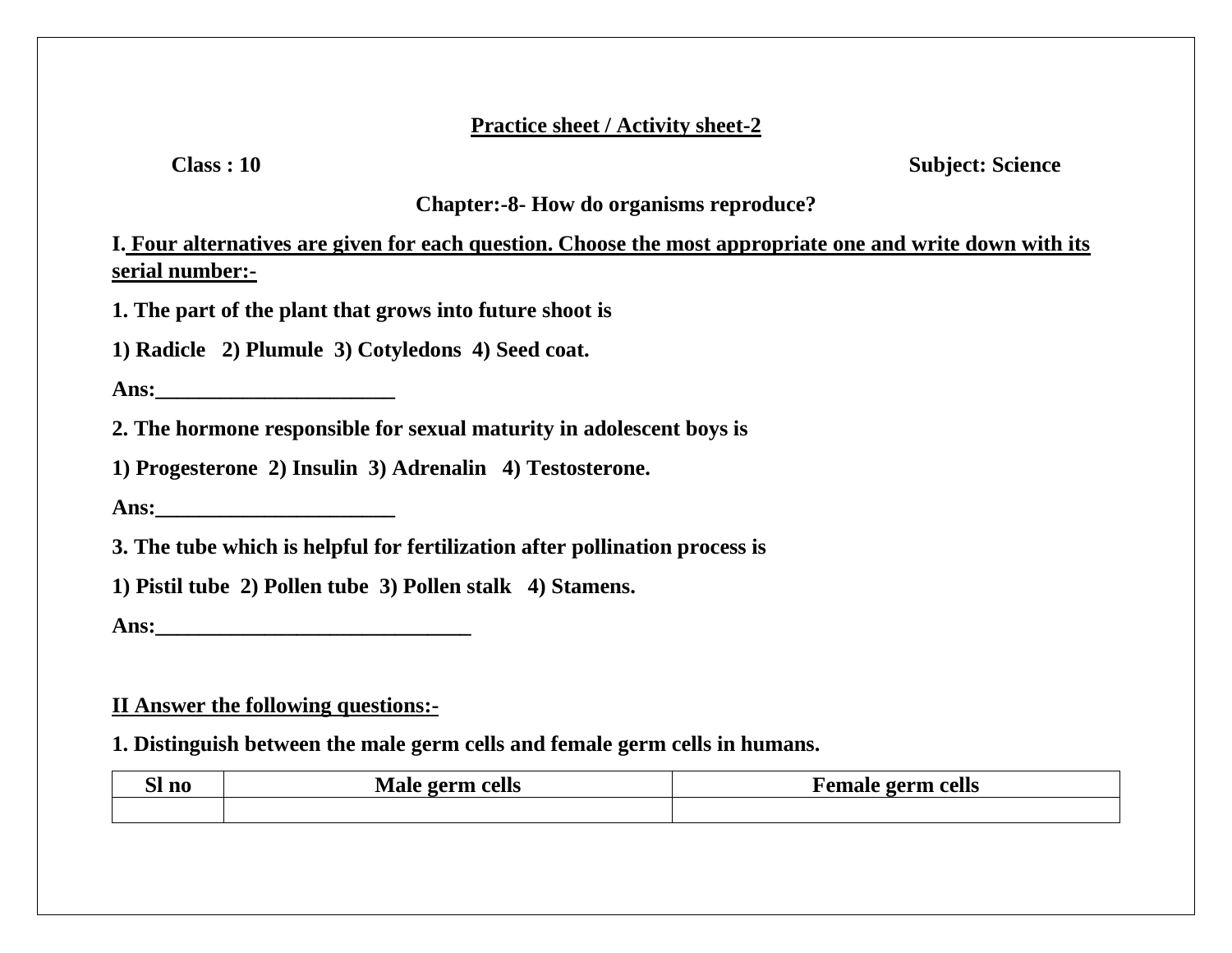**Practice sheet / Activity sheet-2**

**Class : 10** **Subject: Science**

**Chapter:-8- How do organisms reproduce?**

**I. Four alternatives are given for each question. Choose the most appropriate one and write down with its serial number:-**

**1. The part of the plant that grows into future shoot is**

**1) Radicle 2) Plumule 3) Cotyledons 4) Seed coat.**

**Ans:______________________**

**2. The hormone responsible for sexual maturity in adolescent boys is**

**1) Progesterone 2) Insulin 3) Adrenalin 4) Testosterone.**

**Ans:______________________**

**3. The tube which is helpful for fertilization after pollination process is**

**1) Pistil tube 2) Pollen tube 3) Pollen stalk 4) Stamens.**

**Ans:_____________________________**

**II Answer the following questions:-**

**1. Distinguish between the male germ cells and female germ cells in humans.**

| Sl no | Male germ cells | Female germ cells |
|---|---|---|
| | | |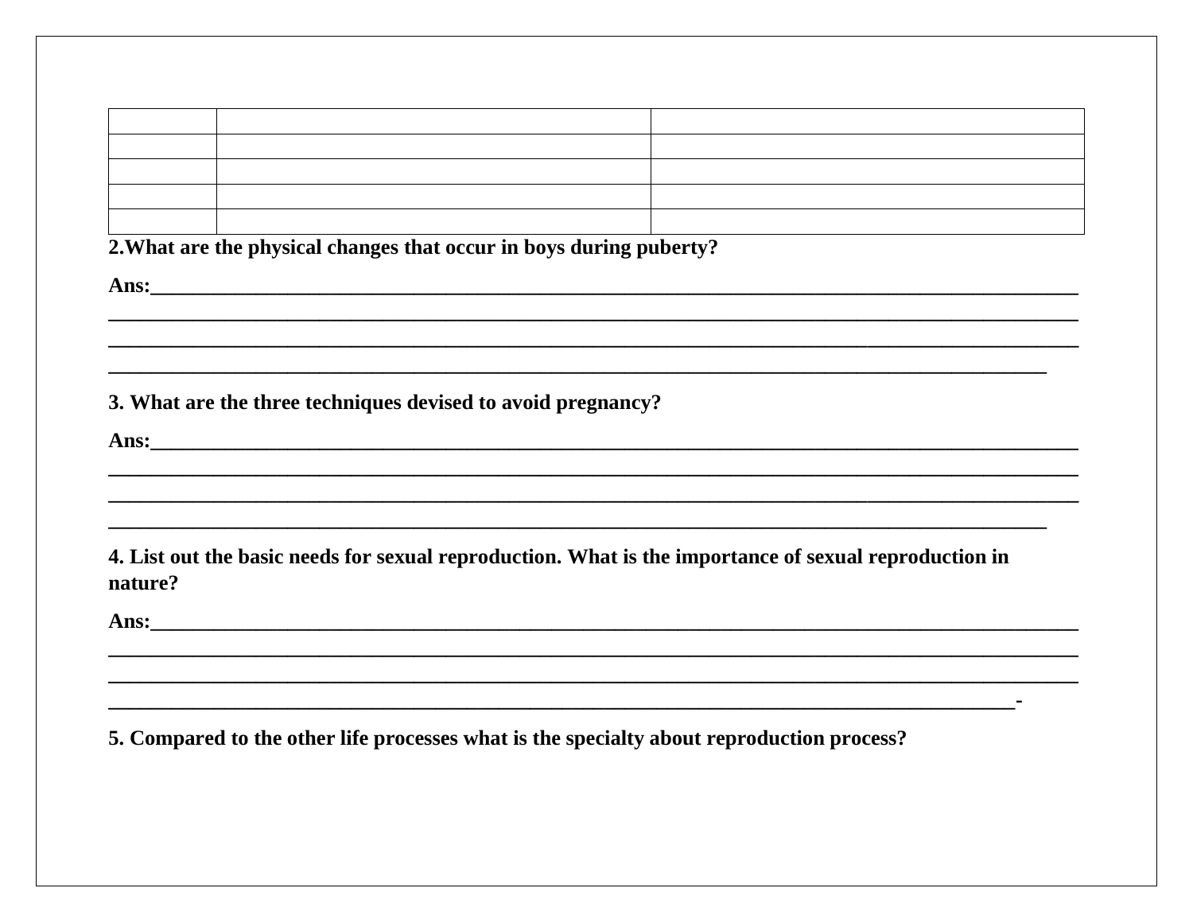| | | |
|---|---|---|
| | | |
| | | |
| | | |
| | | |

**2.What are the physical changes that occur in boys during puberty?**

**Ans:**____________________________________________________________________________________________
____________________________________________________________________________________________________
____________________________________________________________________________________________________
_______________________________________________________________________________________________

**3. What are the three techniques devised to avoid pregnancy?**

**Ans:**____________________________________________________________________________________________
____________________________________________________________________________________________________
____________________________________________________________________________________________________
_______________________________________________________________________________________________

**4. List out the basic needs for sexual reproduction. What is the importance of sexual reproduction in nature?**

**Ans:**____________________________________________________________________________________________
____________________________________________________________________________________________________
____________________________________________________________________________________________________
____________________________________________________________________________________________-

**5. Compared to the other life processes what is the specialty about reproduction process?**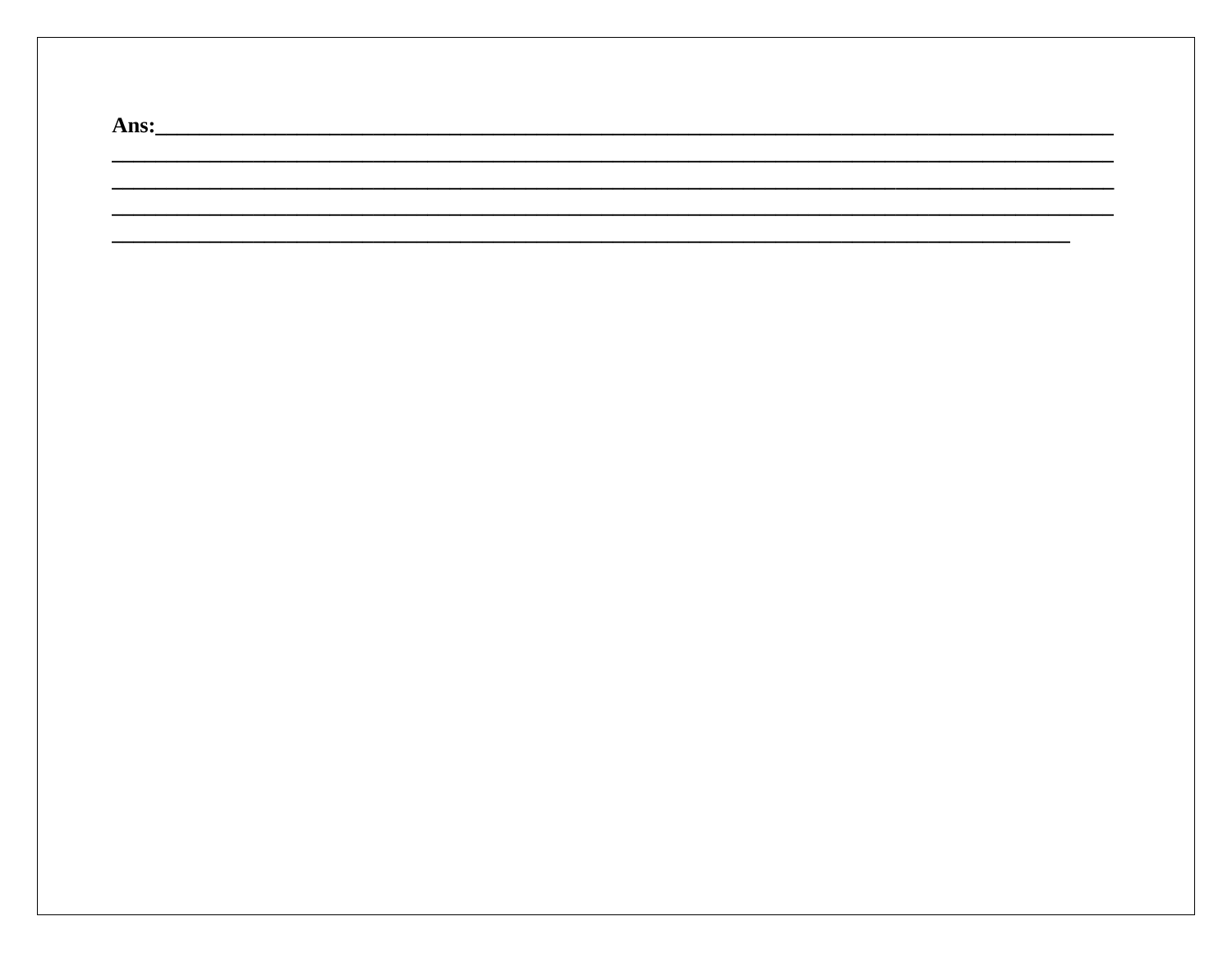**Ans:**_____________________________________________________________________________

_______________________________________________________________________________

_______________________________________________________________________________

_______________________________________________________________________________

____________________________________________________________________________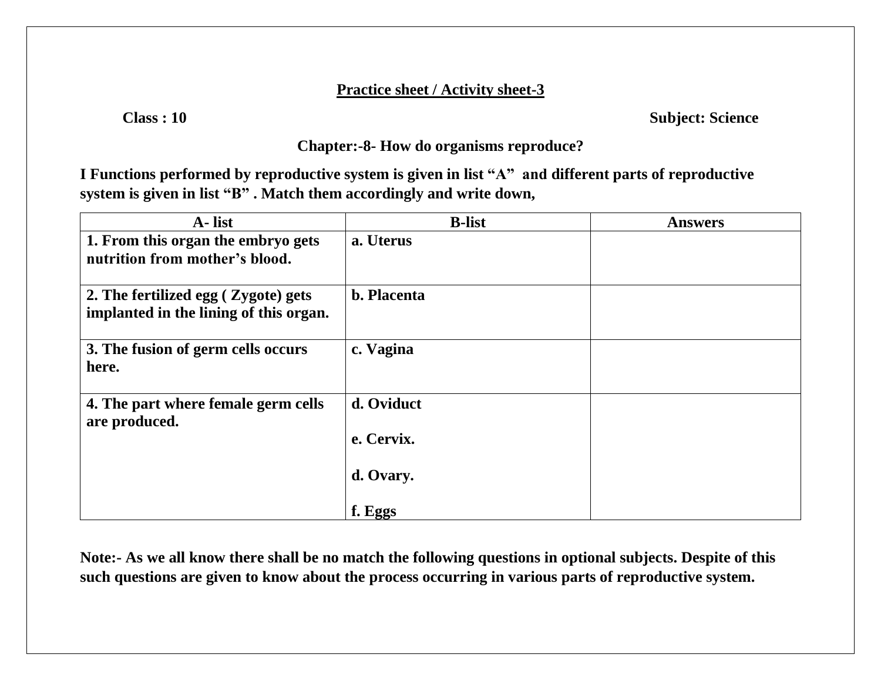## Practice sheet / Activity sheet-3

**Class : 10** **Subject: Science**

**Chapter:-8- How do organisms reproduce?**

**I Functions performed by reproductive system is given in list "A" and different parts of reproductive system is given in list "B" . Match them accordingly and write down,**

| A- list | B-list | Answers |
|---|---|---|
| 1. From this organ the embryo gets nutrition from mother's blood. | a. Uterus | |
| 2. The fertilized egg ( Zygote) gets implanted in the lining of this organ. | b. Placenta | |
| 3. The fusion of germ cells occurs here. | c. Vagina | |
| 4. The part where female germ cells are produced. | d. Oviduct<br><br>e. Cervix.<br><br>d. Ovary.<br><br>f. Eggs | |

**Note:- As we all know there shall be no match the following questions in optional subjects. Despite of this such questions are given to know about the process occurring in various parts of reproductive system.**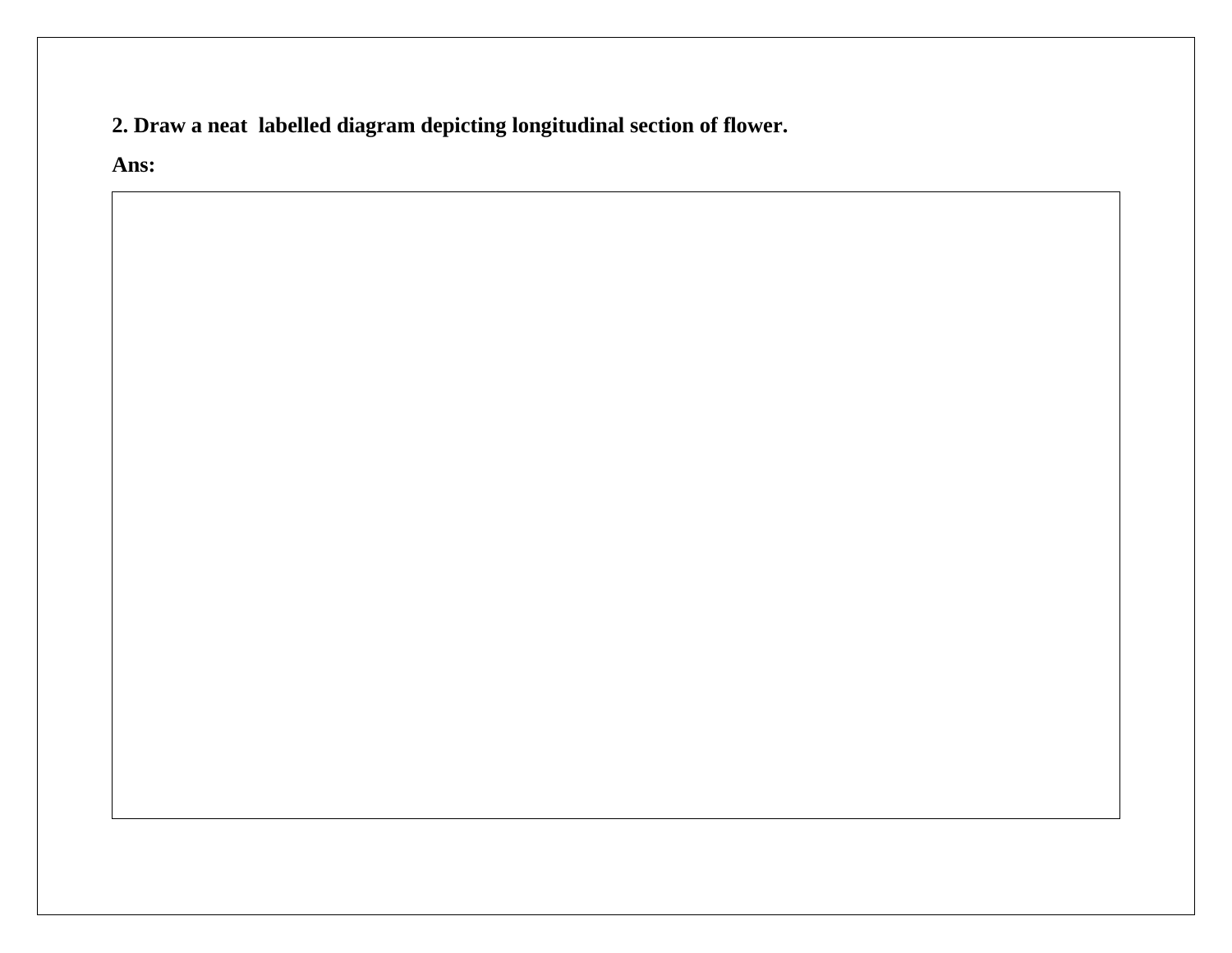**2. Draw a neat labelled diagram depicting longitudinal section of flower.**

**Ans:**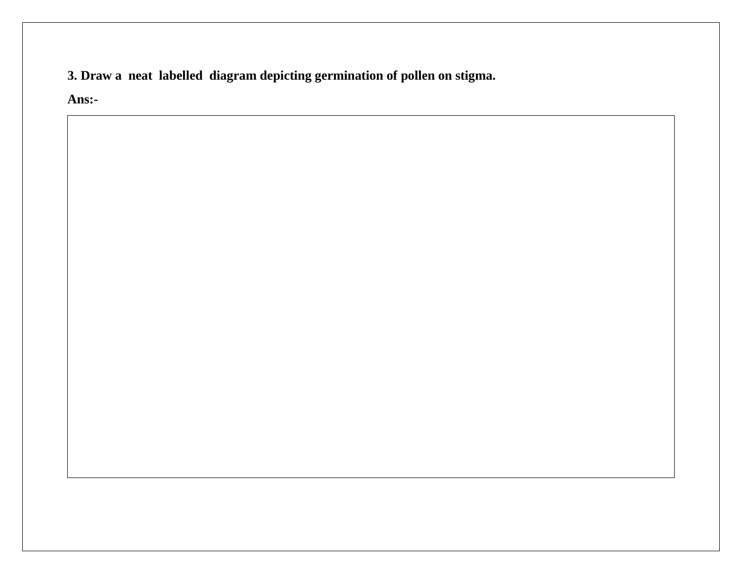**3. Draw a neat labelled diagram depicting germination of pollen on stigma.**

**Ans:-**